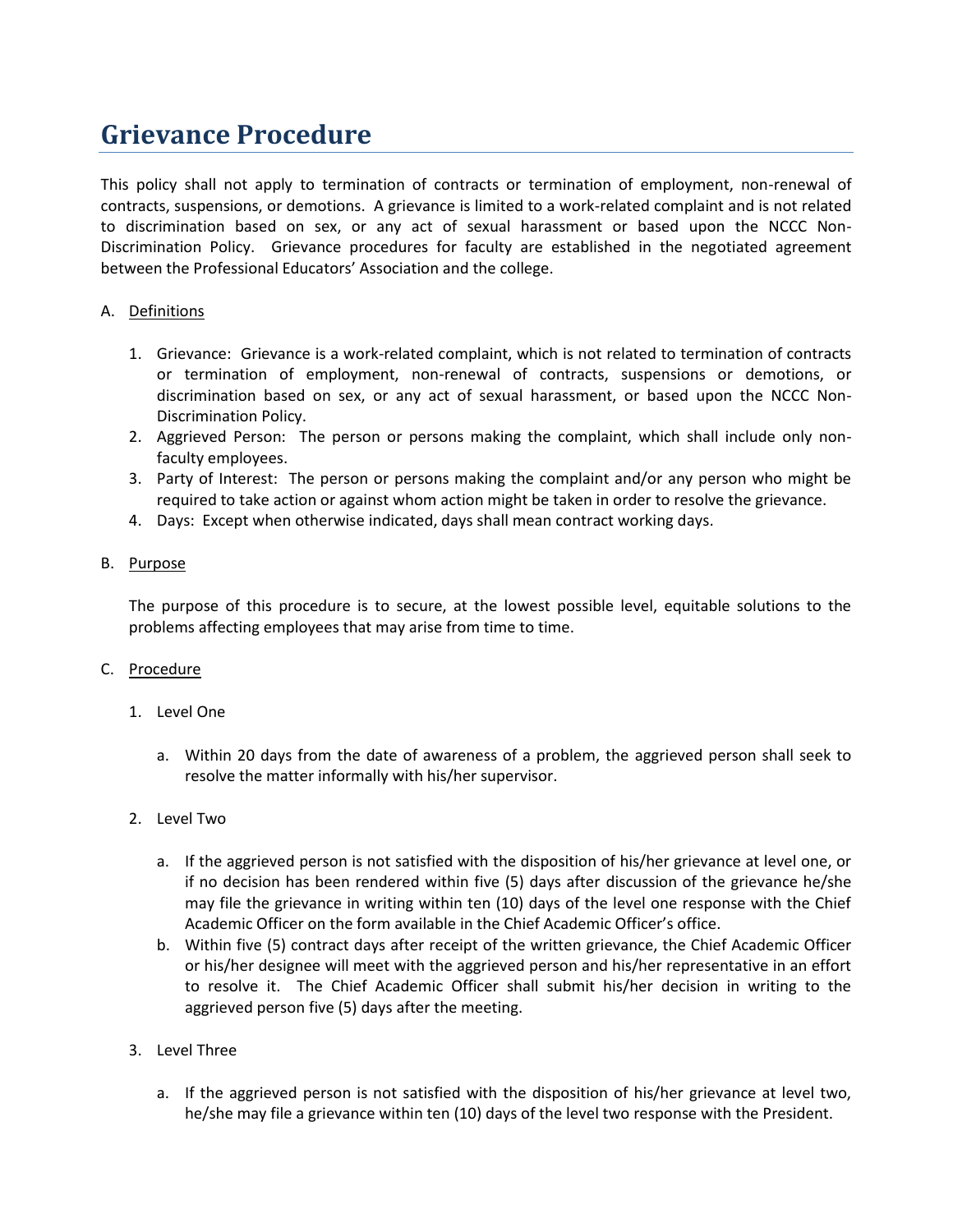# Grievance Procedure

This policy shall not apply to termination of contracts or termination of employment, non-renewal of contracts, suspensions, or demotions. A grievance is limited to a work-related complaint and is not related to discrimination based on sex, or any act of sexual harassment or based upon the NCCC Non-Discrimination Policy. Grievance procedures for faculty are established in the negotiated agreement between the Professional Educators' Association and the college.

A. Definitions

1. Grievance: Grievance is a work-related complaint, which is not related to termination of contracts or termination of employment, non-renewal of contracts, suspensions or demotions, or discrimination based on sex, or any act of sexual harassment, or based upon the NCCC Non-Discrimination Policy.
2. Aggrieved Person: The person or persons making the complaint, which shall include only non-faculty employees.
3. Party of Interest: The person or persons making the complaint and/or any person who might be required to take action or against whom action might be taken in order to resolve the grievance.
4. Days: Except when otherwise indicated, days shall mean contract working days.

B. Purpose

The purpose of this procedure is to secure, at the lowest possible level, equitable solutions to the problems affecting employees that may arise from time to time.

C. Procedure

1. Level One

   a. Within 20 days from the date of awareness of a problem, the aggrieved person shall seek to resolve the matter informally with his/her supervisor.

2. Level Two

   a. If the aggrieved person is not satisfied with the disposition of his/her grievance at level one, or if no decision has been rendered within five (5) days after discussion of the grievance he/she may file the grievance in writing within ten (10) days of the level one response with the Chief Academic Officer on the form available in the Chief Academic Officer's office.
   b. Within five (5) contract days after receipt of the written grievance, the Chief Academic Officer or his/her designee will meet with the aggrieved person and his/her representative in an effort to resolve it. The Chief Academic Officer shall submit his/her decision in writing to the aggrieved person five (5) days after the meeting.

3. Level Three

   a. If the aggrieved person is not satisfied with the disposition of his/her grievance at level two, he/she may file a grievance within ten (10) days of the level two response with the President.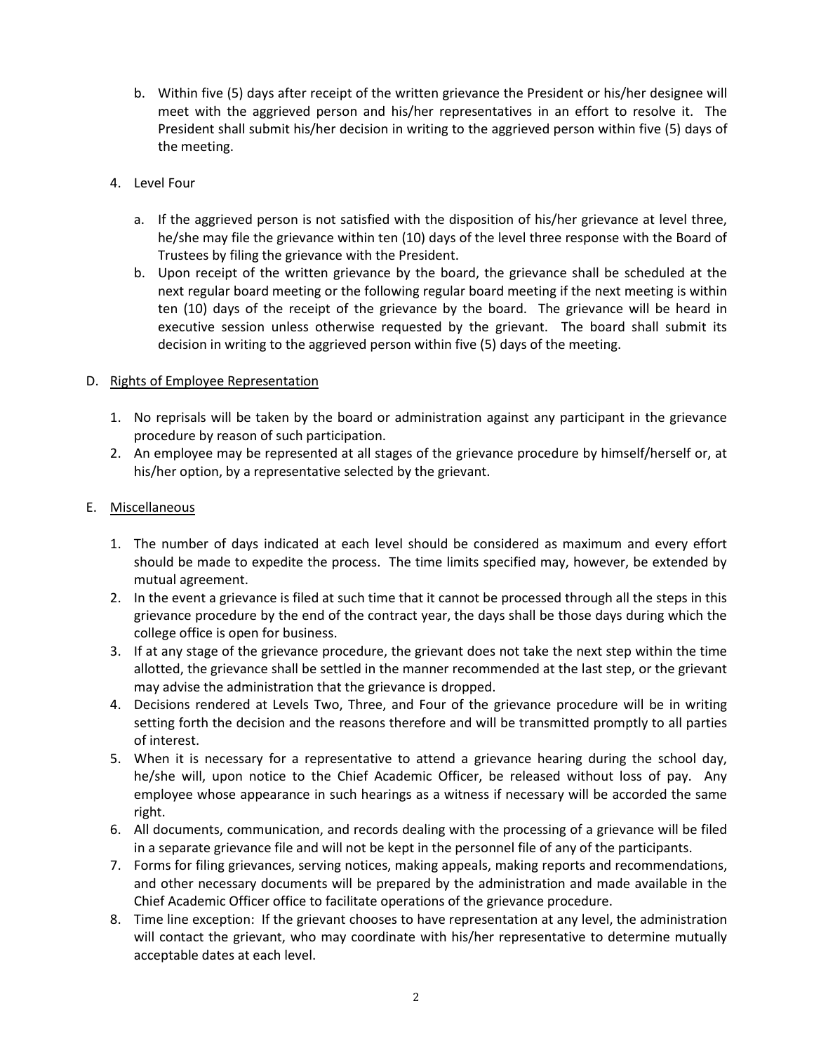b. Within five (5) days after receipt of the written grievance the President or his/her designee will meet with the aggrieved person and his/her representatives in an effort to resolve it. The President shall submit his/her decision in writing to the aggrieved person within five (5) days of the meeting.

4. Level Four

   a. If the aggrieved person is not satisfied with the disposition of his/her grievance at level three, he/she may file the grievance within ten (10) days of the level three response with the Board of Trustees by filing the grievance with the President.
   b. Upon receipt of the written grievance by the board, the grievance shall be scheduled at the next regular board meeting or the following regular board meeting if the next meeting is within ten (10) days of the receipt of the grievance by the board. The grievance will be heard in executive session unless otherwise requested by the grievant. The board shall submit its decision in writing to the aggrieved person within five (5) days of the meeting.

D. <u>Rights of Employee Representation</u>

1. No reprisals will be taken by the board or administration against any participant in the grievance procedure by reason of such participation.
2. An employee may be represented at all stages of the grievance procedure by himself/herself or, at his/her option, by a representative selected by the grievant.

E. <u>Miscellaneous</u>

1. The number of days indicated at each level should be considered as maximum and every effort should be made to expedite the process. The time limits specified may, however, be extended by mutual agreement.
2. In the event a grievance is filed at such time that it cannot be processed through all the steps in this grievance procedure by the end of the contract year, the days shall be those days during which the college office is open for business.
3. If at any stage of the grievance procedure, the grievant does not take the next step within the time allotted, the grievance shall be settled in the manner recommended at the last step, or the grievant may advise the administration that the grievance is dropped.
4. Decisions rendered at Levels Two, Three, and Four of the grievance procedure will be in writing setting forth the decision and the reasons therefore and will be transmitted promptly to all parties of interest.
5. When it is necessary for a representative to attend a grievance hearing during the school day, he/she will, upon notice to the Chief Academic Officer, be released without loss of pay. Any employee whose appearance in such hearings as a witness if necessary will be accorded the same right.
6. All documents, communication, and records dealing with the processing of a grievance will be filed in a separate grievance file and will not be kept in the personnel file of any of the participants.
7. Forms for filing grievances, serving notices, making appeals, making reports and recommendations, and other necessary documents will be prepared by the administration and made available in the Chief Academic Officer office to facilitate operations of the grievance procedure.
8. Time line exception: If the grievant chooses to have representation at any level, the administration will contact the grievant, who may coordinate with his/her representative to determine mutually acceptable dates at each level.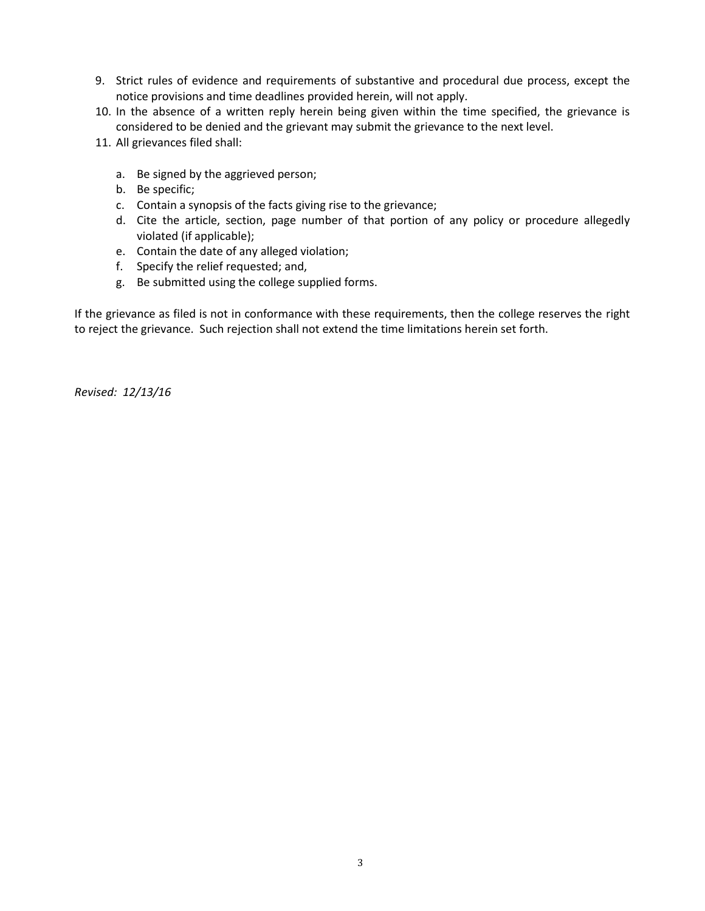9. Strict rules of evidence and requirements of substantive and procedural due process, except the notice provisions and time deadlines provided herein, will not apply.
10. In the absence of a written reply herein being given within the time specified, the grievance is considered to be denied and the grievant may submit the grievance to the next level.
11. All grievances filed shall:

    a. Be signed by the aggrieved person;
    b. Be specific;
    c. Contain a synopsis of the facts giving rise to the grievance;
    d. Cite the article, section, page number of that portion of any policy or procedure allegedly violated (if applicable);
    e. Contain the date of any alleged violation;
    f. Specify the relief requested; and,
    g. Be submitted using the college supplied forms.

If the grievance as filed is not in conformance with these requirements, then the college reserves the right to reject the grievance. Such rejection shall not extend the time limitations herein set forth.

*Revised: 12/13/16*